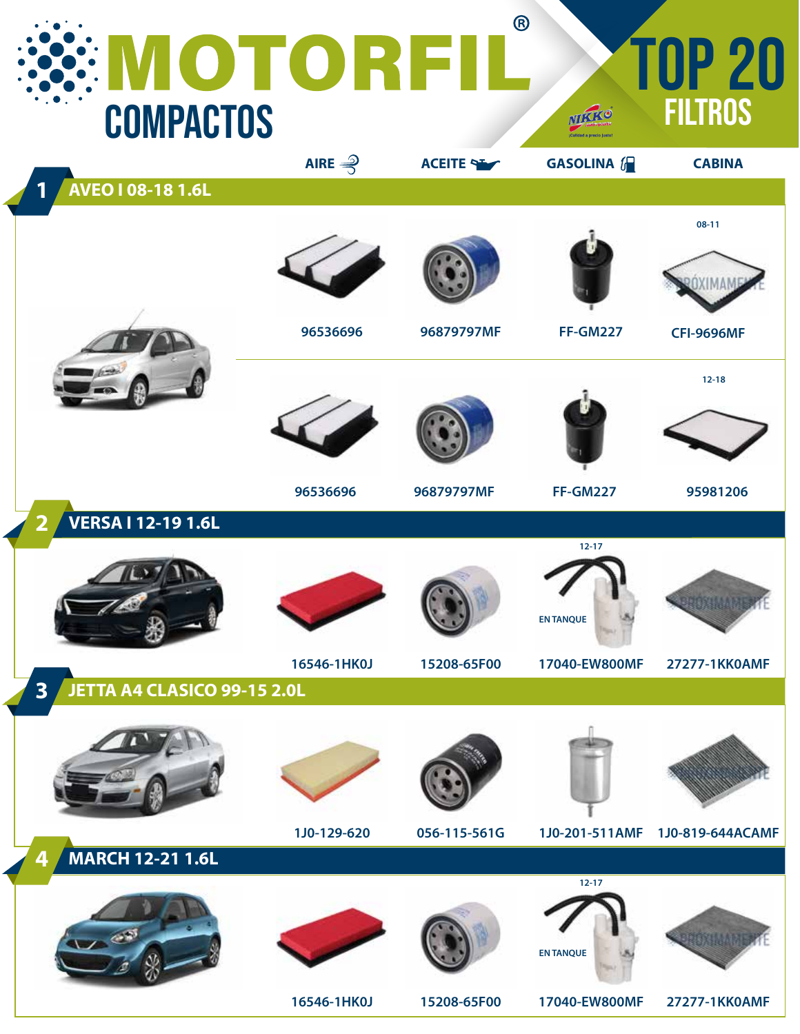# MOTORFIL®

## COMPACTOS

## TOP 20 FILTROS

NIKKO ¡Calidad a precio justo!

| | AIRE | ACEITE | GASOLINA | CABINA |
|---|---|---|---|---|
| **1 AVEO I 08-18 1.6L** | | | | |
| | 96536696 | 96879797MF | FF-GM227 | 08-11 CFI-9696MF (PRÓXIMAMENTE) |
| | 96536696 | 96879797MF | FF-GM227 | 12-18 95981206 |
| **2 VERSA I 12-19 1.6L** | | | | |
| | 16546-1HK0J | 15208-65F00 | 12-17 EN TANQUE 17040-EW800MF | 27277-1KK0AMF (PRÓXIMAMENTE) |
| **3 JETTA A4 CLASICO 99-15 2.0L** | | | | |
| | 1J0-129-620 | 056-115-561G | 1J0-201-511AMF | 1J0-819-644ACAMF (PRÓXIMAMENTE) |
| **4 MARCH 12-21 1.6L** | | | | |
| | 16546-1HK0J | 15208-65F00 | 12-17 EN TANQUE 17040-EW800MF | 27277-1KK0AMF (PRÓXIMAMENTE) |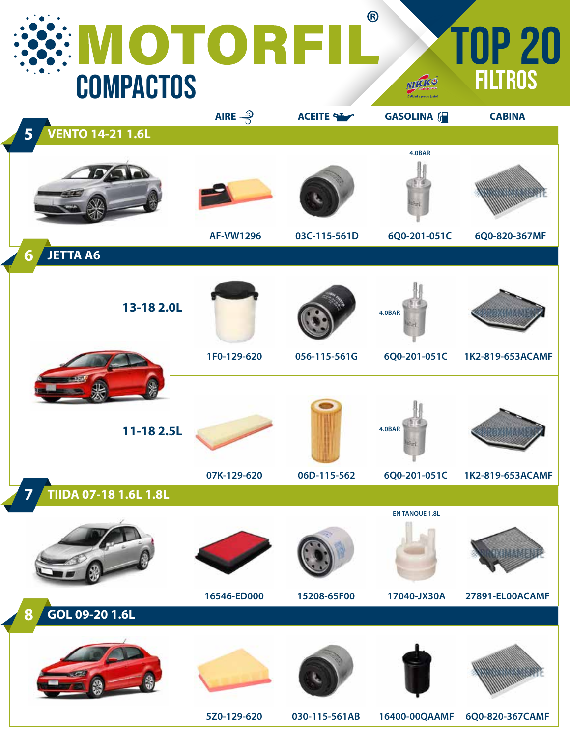# MOTORFIL®

## COMPACTOS

**TOP 20 FILTROS**

NIKKO

| | AIRE | ACEITE | GASOLINA | CABINA |
|---|---|---|---|---|
| **5 VENTO 14-21 1.6L** | AF-VW1296 | 03C-115-561D | 6Q0-201-051C (4.0BAR) | 6Q0-820-367MF |
| **6 JETTA A6** 13-18 2.0L | 1F0-129-620 | 056-115-561G | 6Q0-201-051C (4.0BAR) | 1K2-819-653ACAMF |
| **6 JETTA A6** 11-18 2.5L | 07K-129-620 | 06D-115-562 | 6Q0-201-051C (4.0BAR) | 1K2-819-653ACAMF |
| **7 TIIDA 07-18 1.6L 1.8L** | 16546-ED000 | 15208-65F00 | 17040-JX30A (EN TANQUE 1.8L) | 27891-EL00ACAMF |
| **8 GOL 09-20 1.6L** | 5Z0-129-620 | 030-115-561AB | 16400-00QAAMF | 6Q0-820-367CAMF |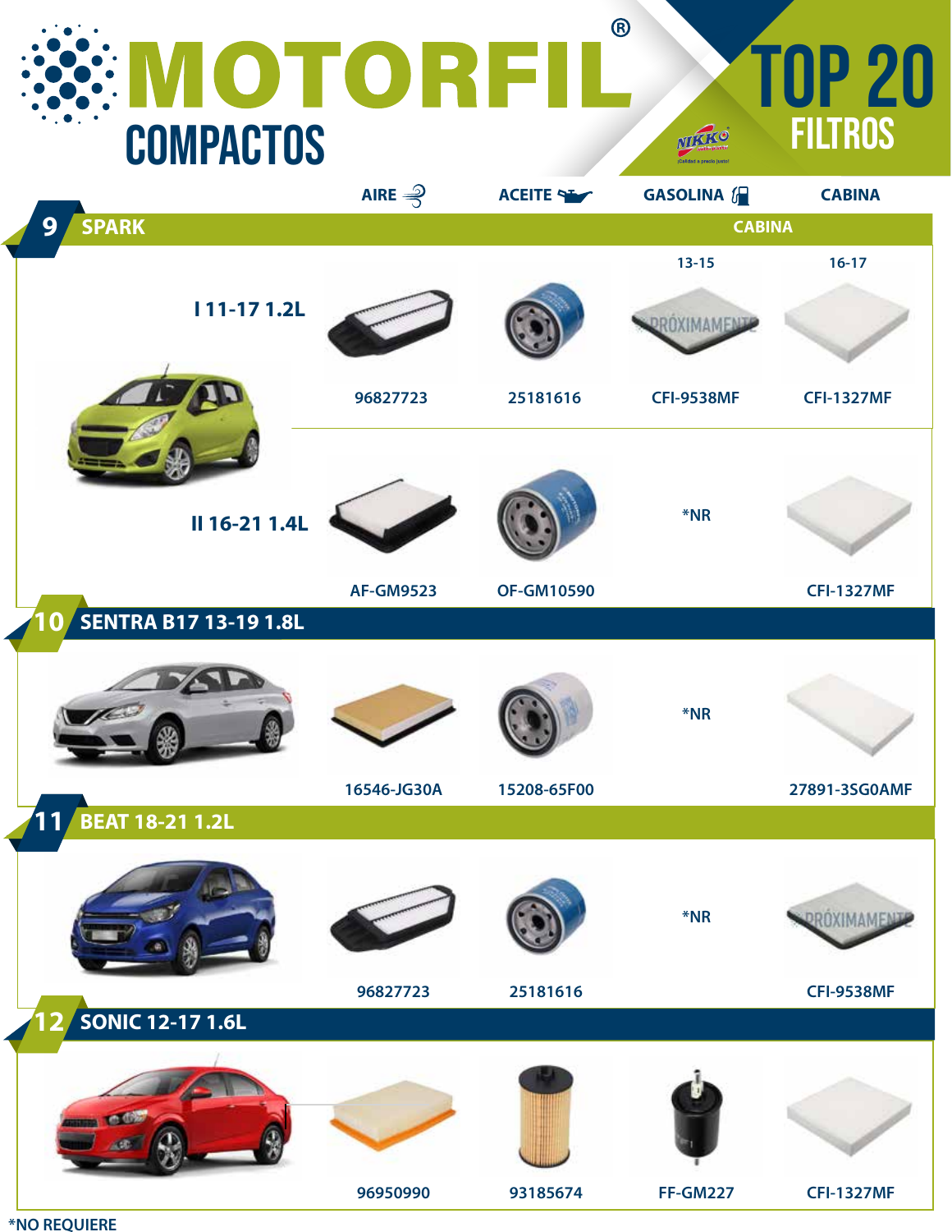# MOTORFIL®

## COMPACTOS

# TOP 20 FILTROS

NIKKO

| | AIRE | ACEITE | GASOLINA | CABINA |
|---|---|---|---|---|
| **9 SPARK** | | | CABINA 13-15 | CABINA 16-17 |
| I 11-17 1.2L | 96827723 | 25181616 | CFI-9538MF (PRÓXIMAMENTE) | CFI-1327MF |
| II 16-21 1.4L | AF-GM9523 | OF-GM10590 | *NR | CFI-1327MF |
| **10 SENTRA B17 13-19 1.8L** | 16546-JG30A | 15208-65F00 | *NR | 27891-3SG0AMF |
| **11 BEAT 18-21 1.2L** | 96827723 | 25181616 | *NR | CFI-9538MF (PRÓXIMAMENTE) |
| **12 SONIC 12-17 1.6L** | 96950990 | 93185674 | FF-GM227 | CFI-1327MF |

*NO REQUIERE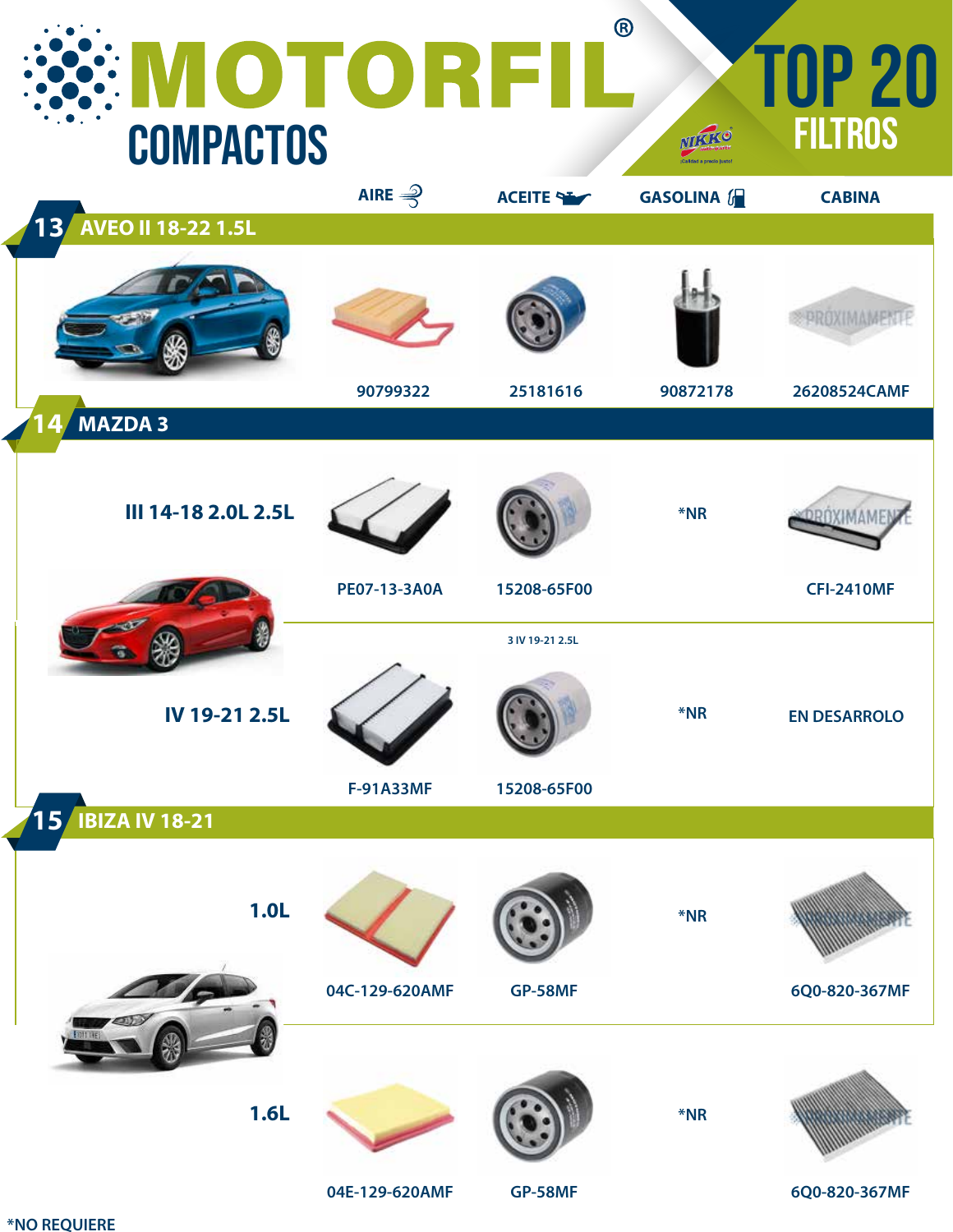# MOTORFIL®

## COMPACTOS

## TOP 20 FILTROS

| | | AIRE | ACEITE | GASOLINA | CABINA |
|---|---|---|---|---|---|
| **13 AVEO II 18-22 1.5L** | | 90799322 | 25181616 | 90872178 | 26208524CAMF |
| **14 MAZDA 3** | III 14-18 2.0L 2.5L | PE07-13-3A0A | 15208-65F00 | *NR | CFI-2410MF |
| | IV 19-21 2.5L | F-91A33MF | 15208-65F00 (3 IV 19-21 2.5L) | *NR | EN DESARROLO |
| **15 IBIZA IV 18-21** | 1.0L | 04C-129-620AMF | GP-58MF | *NR | 6Q0-820-367MF |
| | 1.6L | 04E-129-620AMF | GP-58MF | *NR | 6Q0-820-367MF |

*NO REQUIERE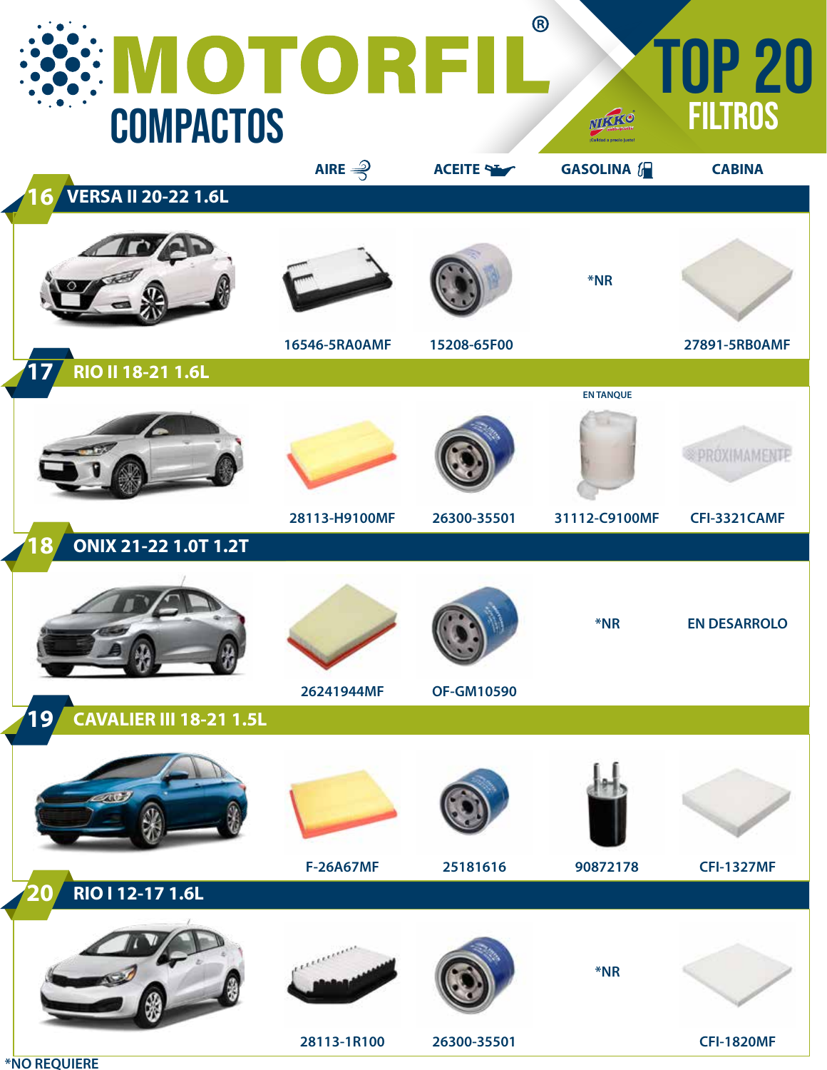# MOTORFIL®

## COMPACTOS

**TOP 20 FILTROS**

NIKKO ¡Calidad a precio justo!

| | AIRE | ACEITE | GASOLINA | CABINA |
|---|---|---|---|---|
| **16 VERSA II 20-22 1.6L** | 16546-5RA0AMF | 15208-65F00 | *NR | 27891-5RB0AMF |
| **17 RIO II 18-21 1.6L** | 28113-H9100MF | 26300-35501 | EN TANQUE 31112-C9100MF | PROXIMAMENTE CFI-3321CAMF |
| **18 ONIX 21-22 1.0T 1.2T** | 26241944MF | OF-GM10590 | *NR | EN DESARROLO |
| **19 CAVALIER III 18-21 1.5L** | F-26A67MF | 25181616 | 90872178 | CFI-1327MF |
| **20 RIO I 12-17 1.6L** | 28113-1R100 | 26300-35501 | *NR | CFI-1820MF |

*NO REQUIERE